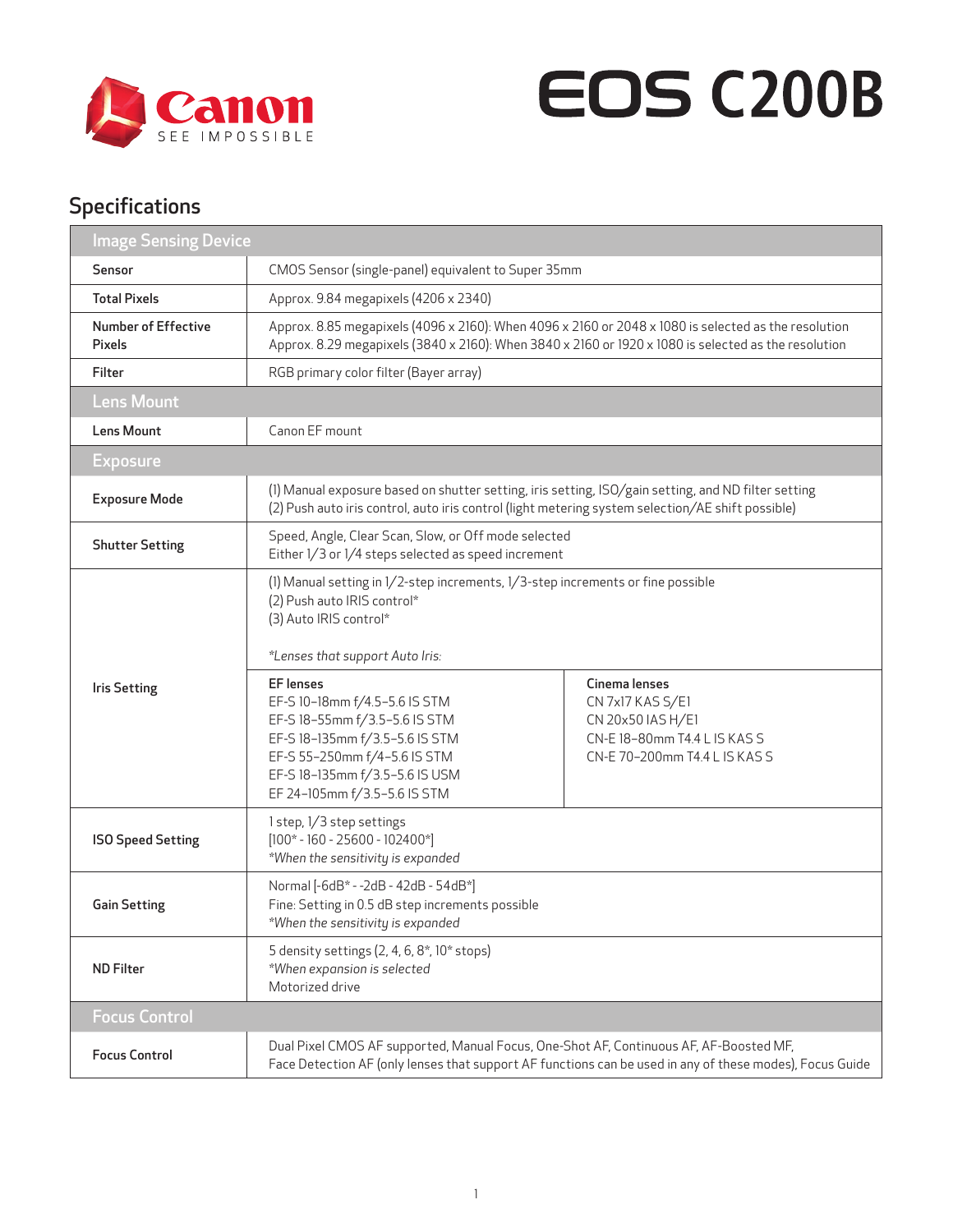# EOS C200B

Canon SEE IMPOSSIBLE

## Specifications

| Image Sensing Device | | |
|---|---|---|
| **Sensor** | CMOS Sensor (single-panel) equivalent to Super 35mm | |
| **Total Pixels** | Approx. 9.84 megapixels (4206 x 2340) | |
| **Number of Effective Pixels** | Approx. 8.85 megapixels (4096 x 2160): When 4096 x 2160 or 2048 x 1080 is selected as the resolution<br>Approx. 8.29 megapixels (3840 x 2160): When 3840 x 2160 or 1920 x 1080 is selected as the resolution | |
| **Filter** | RGB primary color filter (Bayer array) | |
| **Lens Mount** | | |
| **Lens Mount** | Canon EF mount | |
| **Exposure** | | |
| **Exposure Mode** | (1) Manual exposure based on shutter setting, iris setting, ISO/gain setting, and ND filter setting<br>(2) Push auto iris control, auto iris control (light metering system selection/AE shift possible) | |
| **Shutter Setting** | Speed, Angle, Clear Scan, Slow, or Off mode selected<br>Either 1/3 or 1/4 steps selected as speed increment | |
| **Iris Setting** | (1) Manual setting in 1/2-step increments, 1/3-step increments or fine possible<br>(2) Push auto IRIS control*<br>(3) Auto IRIS control*<br><br>*Lenses that support Auto Iris:* | |
| | **EF lenses**<br>EF-S 10–18mm f/4.5–5.6 IS STM<br>EF-S 18–55mm f/3.5–5.6 IS STM<br>EF-S 18–135mm f/3.5–5.6 IS STM<br>EF-S 55–250mm f/4–5.6 IS STM<br>EF-S 18–135mm f/3.5–5.6 IS USM<br>EF 24–105mm f/3.5–5.6 IS STM | **Cinema lenses**<br>CN 7x17 KAS S/E1<br>CN 20x50 IAS H/E1<br>CN-E 18–80mm T4.4 L IS KAS S<br>CN-E 70–200mm T4.4 L IS KAS S |
| **ISO Speed Setting** | 1 step, 1/3 step settings<br>[100* - 160 - 25600 - 102400*]<br>*\*When the sensitivity is expanded* | |
| **Gain Setting** | Normal [-6dB* - -2dB - 42dB - 54dB*]<br>Fine: Setting in 0.5 dB step increments possible<br>*\*When the sensitivity is expanded* | |
| **ND Filter** | 5 density settings (2, 4, 6, 8*, 10* stops)<br>*\*When expansion is selected*<br>Motorized drive | |
| **Focus Control** | | |
| **Focus Control** | Dual Pixel CMOS AF supported, Manual Focus, One-Shot AF, Continuous AF, AF-Boosted MF,<br>Face Detection AF (only lenses that support AF functions can be used in any of these modes), Focus Guide | |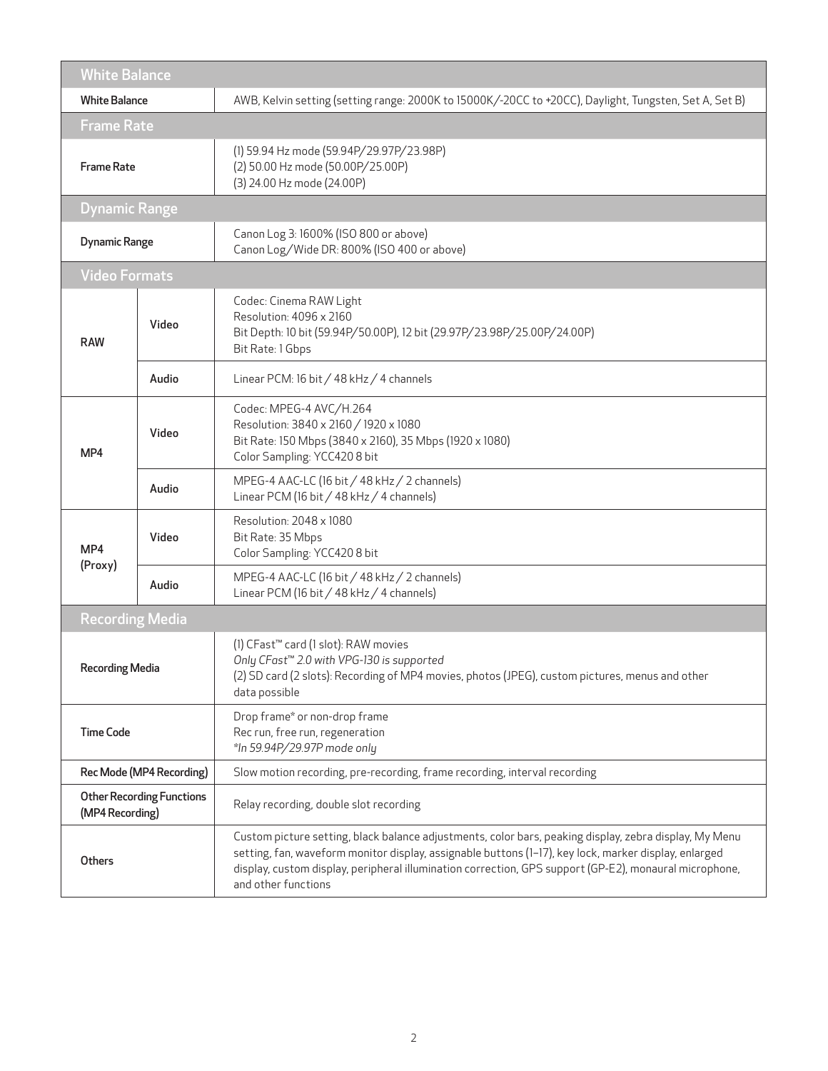| White Balance | | |
|---|---|---|
| White Balance | | AWB, Kelvin setting (setting range: 2000K to 15000K/-20CC to +20CC), Daylight, Tungsten, Set A, Set B) |
| **Frame Rate** | | |
| Frame Rate | | (1) 59.94 Hz mode (59.94P/29.97P/23.98P)<br>(2) 50.00 Hz mode (50.00P/25.00P)<br>(3) 24.00 Hz mode (24.00P) |
| **Dynamic Range** | | |
| Dynamic Range | | Canon Log 3: 1600% (ISO 800 or above)<br>Canon Log/Wide DR: 800% (ISO 400 or above) |
| **Video Formats** | | |
| RAW | Video | Codec: Cinema RAW Light<br>Resolution: 4096 x 2160<br>Bit Depth: 10 bit (59.94P/50.00P), 12 bit (29.97P/23.98P/25.00P/24.00P)<br>Bit Rate: 1 Gbps |
| | Audio | Linear PCM: 16 bit / 48 kHz / 4 channels |
| MP4 | Video | Codec: MPEG-4 AVC/H.264<br>Resolution: 3840 x 2160 / 1920 x 1080<br>Bit Rate: 150 Mbps (3840 x 2160), 35 Mbps (1920 x 1080)<br>Color Sampling: YCC420 8 bit |
| | Audio | MPEG-4 AAC-LC (16 bit / 48 kHz / 2 channels)<br>Linear PCM (16 bit / 48 kHz / 4 channels) |
| MP4 (Proxy) | Video | Resolution: 2048 x 1080<br>Bit Rate: 35 Mbps<br>Color Sampling: YCC420 8 bit |
| | Audio | MPEG-4 AAC-LC (16 bit / 48 kHz / 2 channels)<br>Linear PCM (16 bit / 48 kHz / 4 channels) |
| **Recording Media** | | |
| Recording Media | | (1) CFast™ card (1 slot): RAW movies<br>*Only CFast™ 2.0 with VPG-130 is supported*<br>(2) SD card (2 slots): Recording of MP4 movies, photos (JPEG), custom pictures, menus and other data possible |
| Time Code | | Drop frame* or non-drop frame<br>Rec run, free run, regeneration<br>*\*In 59.94P/29.97P mode only* |
| Rec Mode (MP4 Recording) | | Slow motion recording, pre-recording, frame recording, interval recording |
| Other Recording Functions (MP4 Recording) | | Relay recording, double slot recording |
| Others | | Custom picture setting, black balance adjustments, color bars, peaking display, zebra display, My Menu setting, fan, waveform monitor display, assignable buttons (1–17), key lock, marker display, enlarged display, custom display, peripheral illumination correction, GPS support (GP-E2), monaural microphone, and other functions |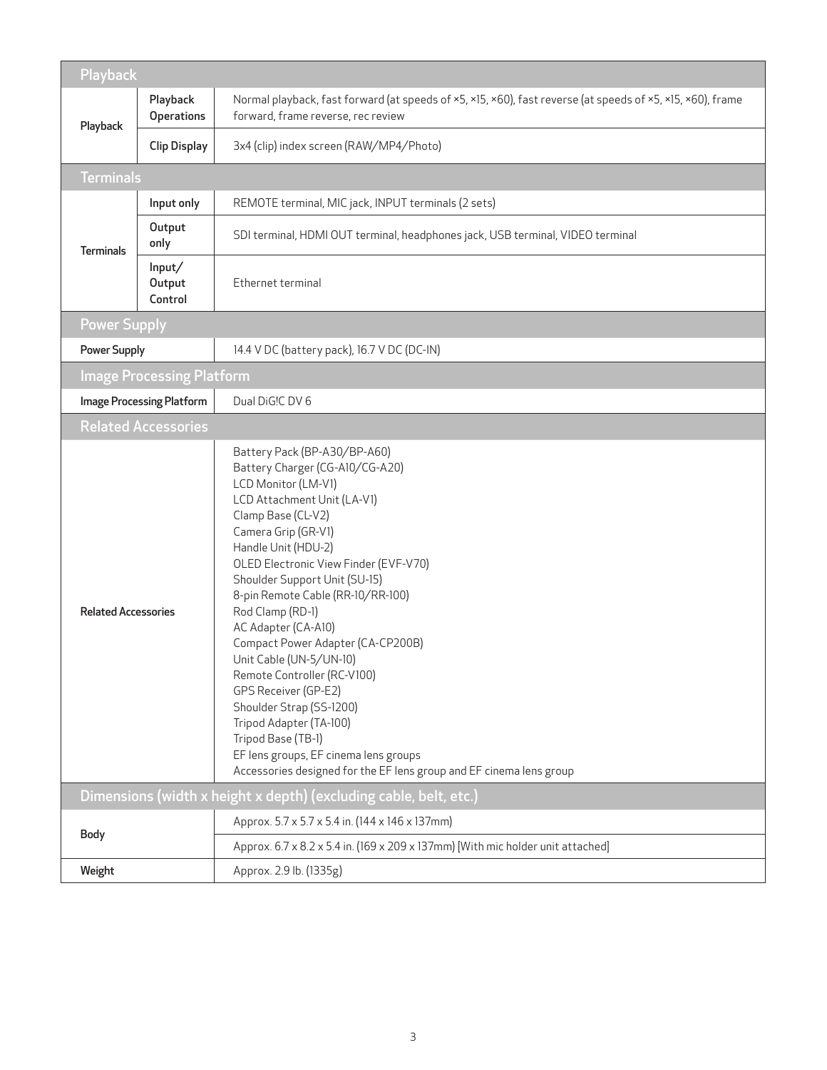| Playback | | |
|---|---|---|
| Playback | Playback Operations | Normal playback, fast forward (at speeds of ×5, ×15, ×60), fast reverse (at speeds of ×5, ×15, ×60), frame forward, frame reverse, rec review |
| | Clip Display | 3x4 (clip) index screen (RAW/MP4/Photo) |
| **Terminals** | | |
| Terminals | Input only | REMOTE terminal, MIC jack, INPUT terminals (2 sets) |
| | Output only | SDI terminal, HDMI OUT terminal, headphones jack, USB terminal, VIDEO terminal |
| | Input/ Output Control | Ethernet terminal |
| **Power Supply** | | |
| Power Supply | | 14.4 V DC (battery pack), 16.7 V DC (DC-IN) |
| **Image Processing Platform** | | |
| Image Processing Platform | | Dual DiG!C DV 6 |
| **Related Accessories** | | |
| Related Accessories | | Battery Pack (BP-A30/BP-A60)<br>Battery Charger (CG-A10/CG-A20)<br>LCD Monitor (LM-V1)<br>LCD Attachment Unit (LA-V1)<br>Clamp Base (CL-V2)<br>Camera Grip (GR-V1)<br>Handle Unit (HDU-2)<br>OLED Electronic View Finder (EVF-V70)<br>Shoulder Support Unit (SU-15)<br>8-pin Remote Cable (RR-10/RR-100)<br>Rod Clamp (RD-1)<br>AC Adapter (CA-A10)<br>Compact Power Adapter (CA-CP200B)<br>Unit Cable (UN-5/UN-10)<br>Remote Controller (RC-V100)<br>GPS Receiver (GP-E2)<br>Shoulder Strap (SS-1200)<br>Tripod Adapter (TA-100)<br>Tripod Base (TB-1)<br>EF lens groups, EF cinema lens groups<br>Accessories designed for the EF lens group and EF cinema lens group |
| **Dimensions (width x height x depth) (excluding cable, belt, etc.)** | | |
| Body | | Approx. 5.7 x 5.7 x 5.4 in. (144 x 146 x 137mm) |
| | | Approx. 6.7 x 8.2 x 5.4 in. (169 x 209 x 137mm) [With mic holder unit attached] |
| Weight | | Approx. 2.9 lb. (1335g) |